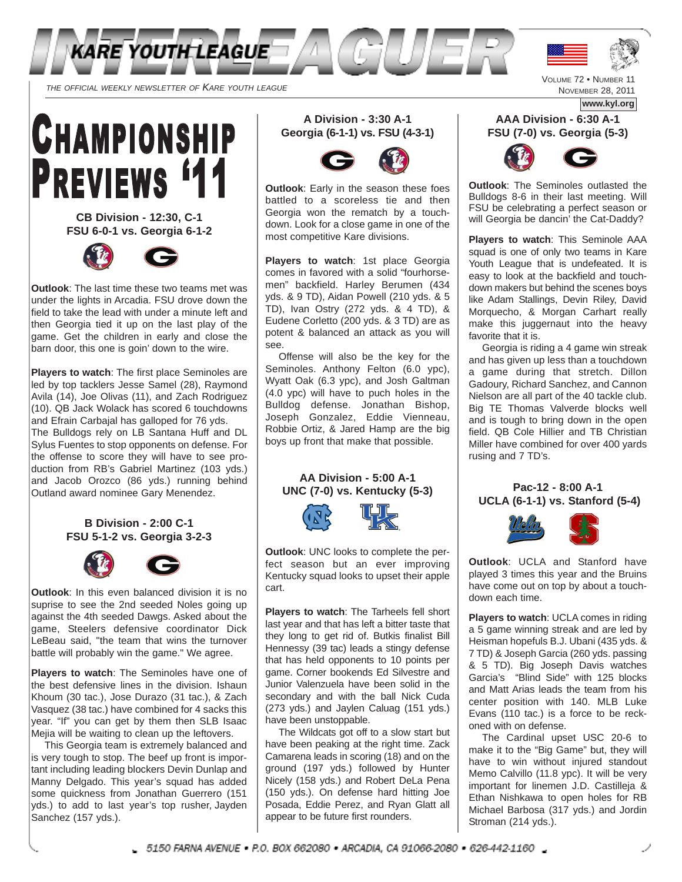# INTERLEAGUER — KARE YOUTH LEAGUE

*THE OFFICIAL WEEKLY NEWSLETTER OF KARE YOUTH LEAGUE*

VOLUME 72 • NUMBER 11
NOVEMBER 28, 2011

www.kyl.org

# CHAMPIONSHIP PREVIEWS '11

### CB Division - 12:30, C-1
### FSU 6-0-1 vs. Georgia 6-1-2

**Outlook**: The last time these two teams met was under the lights in Arcadia. FSU drove down the field to take the lead with under a minute left and then Georgia tied it up on the last play of the game. Get the children in early and close the barn door, this one is goin' down to the wire.

**Players to watch**: The first place Seminoles are led by top tacklers Jesse Samel (28), Raymond Avila (14), Joe Olivas (11), and Zach Rodriguez (10). QB Jack Wolack has scored 6 touchdowns and Efrain Carbajal has galloped for 76 yds.
The Bulldogs rely on LB Santana Huff and DL Sylus Fuentes to stop opponents on defense. For the offense to score they will have to see production from RB's Gabriel Martinez (103 yds.) and Jacob Orozco (86 yds.) running behind Outland award nominee Gary Menendez.

### B Division - 2:00 C-1
### FSU 5-1-2 vs. Georgia 3-2-3

**Outlook**: In this even balanced division it is no suprise to see the 2nd seeded Noles going up against the 4th seeded Dawgs. Asked about the game, Steelers defensive coordinator Dick LeBeau said, "the team that wins the turnover battle will probably win the game." We agree.

**Players to watch**: The Seminoles have one of the best defensive lines in the division. Ishaun Khoum (30 tac.), Jose Durazo (31 tac.), & Zach Vasquez (38 tac.) have combined for 4 sacks this year. "If" you can get by them then SLB Isaac Mejia will be waiting to clean up the leftovers.

This Georgia team is extremely balanced and is very tough to stop. The beef up front is important including leading blockers Devin Dunlap and Manny Delgado. This year's squad has added some quickness from Jonathan Guerrero (151 yds.) to add to last year's top rusher, Jayden Sanchez (157 yds.).

### A Division - 3:30 A-1
### Georgia (6-1-1) vs. FSU (4-3-1)

**Outlook**: Early in the season these foes battled to a scoreless tie and then Georgia won the rematch by a touchdown. Look for a close game in one of the most competitive Kare divisions.

**Players to watch**: 1st place Georgia comes in favored with a solid "fourhorsemen" backfield. Harley Berumen (434 yds. & 9 TD), Aidan Powell (210 yds. & 5 TD), Ivan Ostry (272 yds. & 4 TD), & Eudene Corletto (200 yds. & 3 TD) are as potent & balanced an attack as you will see.

Offense will also be the key for the Seminoles. Anthony Felton (6.0 ypc), Wyatt Oak (6.3 ypc), and Josh Galtman (4.0 ypc) will have to puch holes in the Bulldog defense. Jonathan Bishop, Joseph Gonzalez, Eddie Vienneau, Robbie Ortiz, & Jared Hamp are the big boys up front that make that possible.

### AA Division - 5:00 A-1
### UNC (7-0) vs. Kentucky (5-3)

**Outlook**: UNC looks to complete the perfect season but an ever improving Kentucky squad looks to upset their apple cart.

**Players to watch**: The Tarheels fell short last year and that has left a bitter taste that they long to get rid of. Butkis finalist Bill Hennessy (39 tac) leads a stingy defense that has held opponents to 10 points per game. Corner bookends Ed Silvestre and Junior Valenzuela have been solid in the secondary and with the ball Nick Cuda (273 yds.) and Jaylen Caluag (151 yds.) have been unstoppable.

The Wildcats got off to a slow start but have been peaking at the right time. Zack Camarena leads in scoring (18) and on the ground (197 yds.) followed by Hunter Nicely (158 yds.) and Robert DeLa Pena (150 yds.). On defense hard hitting Joe Posada, Eddie Perez, and Ryan Glatt all appear to be future first rounders.

### AAA Division - 6:30 A-1
### FSU (7-0) vs. Georgia (5-3)

**Outlook**: The Seminoles outlasted the Bulldogs 8-6 in their last meeting. Will FSU be celebrating a perfect season or will Georgia be dancin' the Cat-Daddy?

**Players to watch**: This Seminole AAA squad is one of only two teams in Kare Youth League that is undefeated. It is easy to look at the backfield and touchdown makers but behind the scenes boys like Adam Stallings, Devin Riley, David Morquecho, & Morgan Carhart really make this juggernaut into the heavy favorite that it is.

Georgia is riding a 4 game win streak and has given up less than a touchdown a game during that stretch. Dillon Gadoury, Richard Sanchez, and Cannon Nielson are all part of the 40 tackle club. Big TE Thomas Valverde blocks well and is tough to bring down in the open field. QB Cole Hillier and TB Christian Miller have combined for over 400 yards rusing and 7 TD's.

### Pac-12 - 8:00 A-1
### UCLA (6-1-1) vs. Stanford (5-4)

**Outlook**: UCLA and Stanford have played 3 times this year and the Bruins have come out on top by about a touchdown each time.

**Players to watch**: UCLA comes in riding a 5 game winning streak and are led by Heisman hopefuls B.J. Ubani (435 yds. & 7 TD) & Joseph Garcia (260 yds. passing & 5 TD). Big Joseph Davis watches Garcia's "Blind Side" with 125 blocks and Matt Arias leads the team from his center position with 140. MLB Luke Evans (110 tac.) is a force to be reckoned with on defense.

The Cardinal upset USC 20-6 to make it to the "Big Game" but, they will have to win without injured standout Memo Calvillo (11.8 ypc). It will be very important for linemen J.D. Castilleja & Ethan Nishkawa to open holes for RB Michael Barbosa (317 yds.) and Jordin Stroman (214 yds.).

5150 FARNA AVENUE • P.O. BOX 662080 • ARCADIA, CA 91066-2080 • 626-442-1160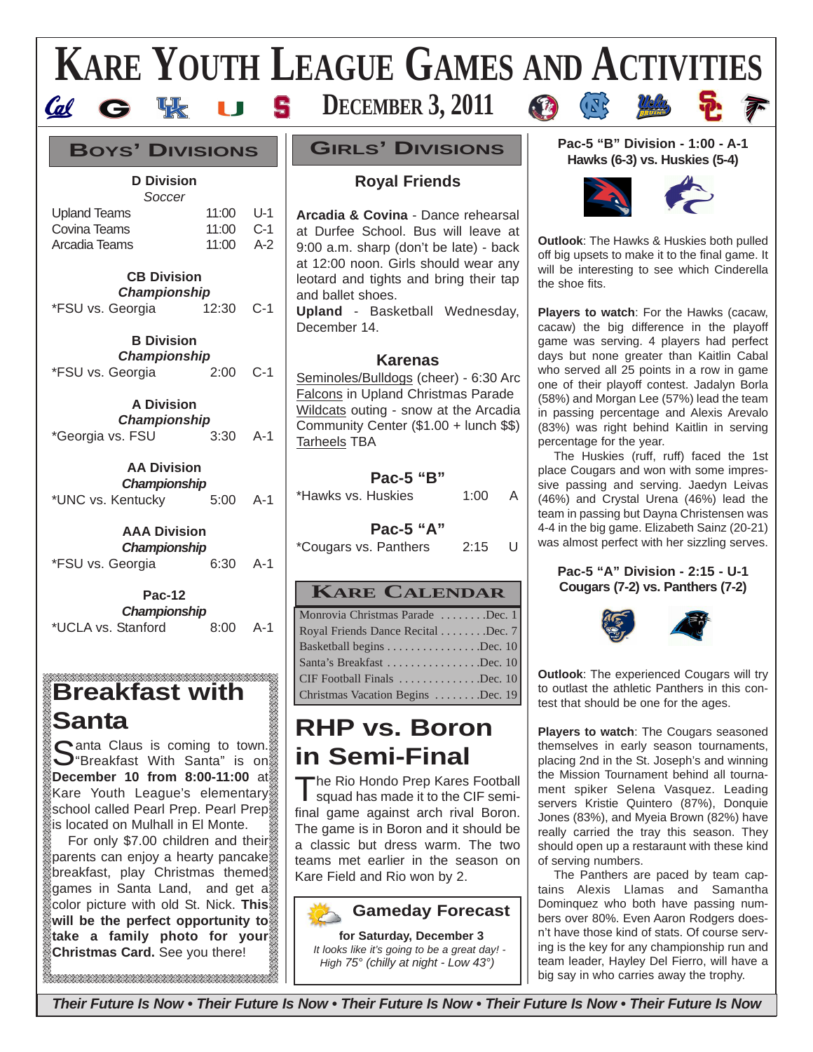# Kare Youth League Games and Activities

## December 3, 2011

## Boys' Divisions

**D Division**
*Soccer*

| | | |
|---|---|---|
| Upland Teams | 11:00 | U-1 |
| Covina Teams | 11:00 | C-1 |
| Arcadia Teams | 11:00 | A-2 |

**CB Division**
***Championship***

| | | |
|---|---|---|
| *FSU vs. Georgia | 12:30 | C-1 |

**B Division**
***Championship***

| | | |
|---|---|---|
| *FSU vs. Georgia | 2:00 | C-1 |

**A Division**
***Championship***

| | | |
|---|---|---|
| *Georgia vs. FSU | 3:30 | A-1 |

**AA Division**
***Championship***

| | | |
|---|---|---|
| *UNC vs. Kentucky | 5:00 | A-1 |

**AAA Division**
***Championship***

| | | |
|---|---|---|
| *FSU vs. Georgia | 6:30 | A-1 |

**Pac-12**
***Championship***

| | | |
|---|---|---|
| *UCLA vs. Stanford | 8:00 | A-1 |

## Breakfast with Santa

Santa Claus is coming to town. "Breakfast With Santa" is on **December 10 from 8:00-11:00** at Kare Youth League's elementary school called Pearl Prep. Pearl Prep is located on Mulhall in El Monte.

For only $7.00 children and their parents can enjoy a hearty pancake breakfast, play Christmas themed games in Santa Land, and get a color picture with old St. Nick. **This will be the perfect opportunity to take a family photo for your Christmas Card.** See you there!

## Girls' Divisions

### Royal Friends

**Arcadia & Covina** - Dance rehearsal at Durfee School. Bus will leave at 9:00 a.m. sharp (don't be late) - back at 12:00 noon. Girls should wear any leotard and tights and bring their tap and ballet shoes.

**Upland** - Basketball Wednesday, December 14.

### Karenas

Seminoles/Bulldogs (cheer) - 6:30 Arc
Falcons in Upland Christmas Parade
Wildcats outing - snow at the Arcadia Community Center ($1.00 + lunch $$)
Tarheels TBA

**Pac-5 "B"**

| | | |
|---|---|---|
| *Hawks vs. Huskies | 1:00 | A |

**Pac-5 "A"**

| | | |
|---|---|---|
| *Cougars vs. Panthers | 2:15 | U |

## Kare Calendar

| | |
|---|---|
| Monrovia Christmas Parade | Dec. 1 |
| Royal Friends Dance Recital | Dec. 7 |
| Basketball begins | Dec. 10 |
| Santa's Breakfast | Dec. 10 |
| CIF Football Finals | Dec. 10 |
| Christmas Vacation Begins | Dec. 19 |

## RHP vs. Boron in Semi-Final

The Rio Hondo Prep Kares Football squad has made it to the CIF semi-final game against arch rival Boron. The game is in Boron and it should be a classic but dress warm. The two teams met earlier in the season on Kare Field and Rio won by 2.

### Gameday Forecast

**for Saturday, December 3**
*It looks like it's going to be a great day! - High 75° (chilly at night - Low 43°)*

### Pac-5 "B" Division - 1:00 - A-1
### Hawks (6-3) vs. Huskies (5-4)

**Outlook**: The Hawks & Huskies both pulled off big upsets to make it to the final game. It will be interesting to see which Cinderella the shoe fits.

**Players to watch**: For the Hawks (cacaw, cacaw) the big difference in the playoff game was serving. 4 players had perfect days but none greater than Kaitlin Cabal who served all 25 points in a row in game one of their playoff contest. Jadalyn Borla (58%) and Morgan Lee (57%) lead the team in passing percentage and Alexis Arevalo (83%) was right behind Kaitlin in serving percentage for the year.

The Huskies (ruff, ruff) faced the 1st place Cougars and won with some impressive passing and serving. Jaedyn Leivas (46%) and Crystal Urena (46%) lead the team in passing but Dayna Christensen was 4-4 in the big game. Elizabeth Sainz (20-21) was almost perfect with her sizzling serves.

### Pac-5 "A" Division - 2:15 - U-1
### Cougars (7-2) vs. Panthers (7-2)

**Outlook**: The experienced Cougars will try to outlast the athletic Panthers in this contest that should be one for the ages.

**Players to watch**: The Cougars seasoned themselves in early season tournaments, placing 2nd in the St. Joseph's and winning the Mission Tournament behind all tournament spiker Selena Vasquez. Leading servers Kristie Quintero (87%), Donquie Jones (83%), and Myeia Brown (82%) have really carried the tray this season. They should open up a restaraunt with these kind of serving numbers.

The Panthers are paced by team captains Alexis Llamas and Samantha Dominquez who both have passing numbers over 80%. Even Aaron Rodgers doesn't have those kind of stats. Of course serving is the key for any championship run and team leader, Hayley Del Fierro, will have a big say in who carries away the trophy.

***Their Future Is Now • Their Future Is Now • Their Future Is Now • Their Future Is Now • Their Future Is Now***